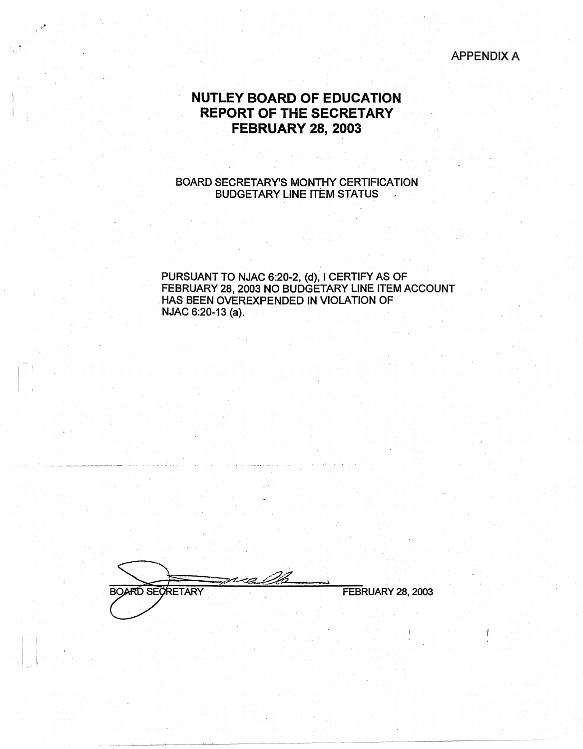APPENDIX A

# NUTLEY BOARD OF EDUCATION
# REPORT OF THE SECRETARY
# FEBRUARY 28, 2003

BOARD SECRETARY'S MONTHY CERTIFICATION
BUDGETARY LINE ITEM STATUS

PURSUANT TO NJAC 6:20-2, (d), I CERTIFY AS OF FEBRUARY 28, 2003 NO BUDGETARY LINE ITEM ACCOUNT HAS BEEN OVEREXPENDED IN VIOLATION OF NJAC 6:20-13 (a).

BOARD SECRETARY FEBRUARY 28, 2003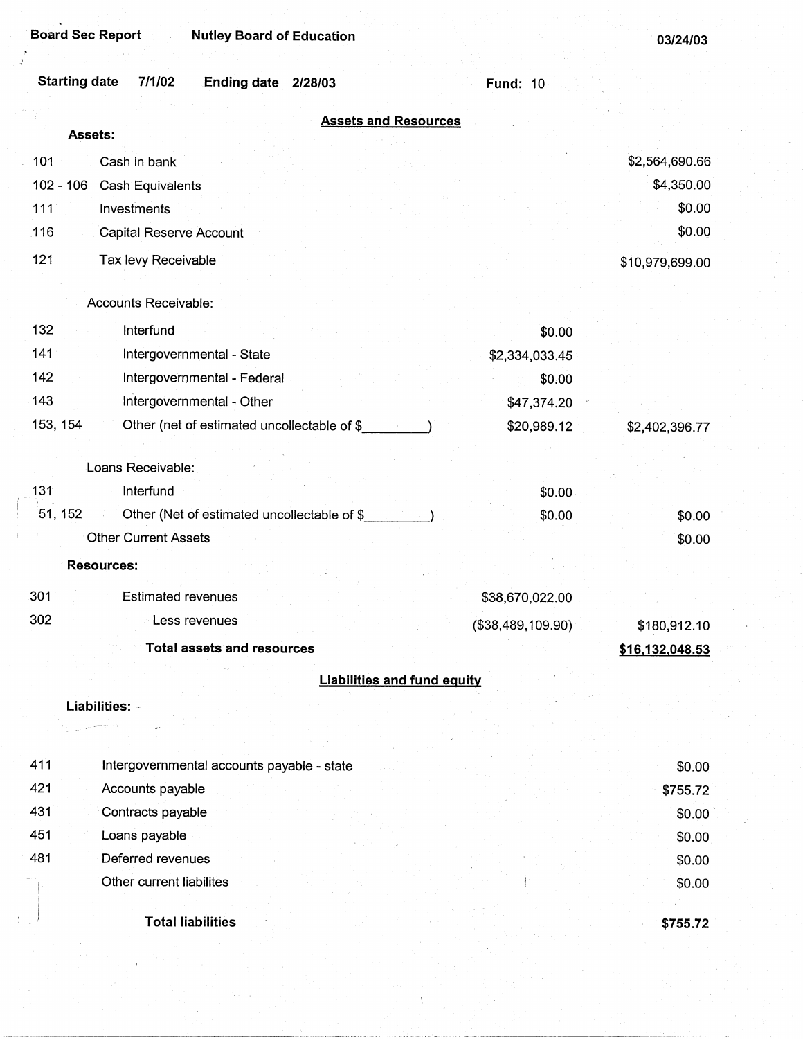Board Sec Report | Nutley Board of Education | 03/24/03

Starting date 7/1/02 | Ending date 2/28/03 | Fund: 10

## Assets and Resources

| Code | Description | | |
|---|---|---|---|
| | **Assets:** | | |
| 101 | Cash in bank | | $2,564,690.66 |
| 102 - 106 | Cash Equivalents | | $4,350.00 |
| 111 | Investments | | $0.00 |
| 116 | Capital Reserve Account | | $0.00 |
| 121 | Tax levy Receivable | | $10,979,699.00 |
| | Accounts Receivable: | | |
| 132 | Interfund | $0.00 | |
| 141 | Intergovernmental - State | $2,334,033.45 | |
| 142 | Intergovernmental - Federal | $0.00 | |
| 143 | Intergovernmental - Other | $47,374.20 | |
| 153, 154 | Other (net of estimated uncollectable of $_________) | $20,989.12 | $2,402,396.77 |
| | Loans Receivable: | | |
| 131 | Interfund | $0.00 | |
| 51, 152 | Other (Net of estimated uncollectable of $_________) | $0.00 | $0.00 |
| | Other Current Assets | | $0.00 |
| | **Resources:** | | |
| 301 | Estimated revenues | $38,670,022.00 | |
| 302 | Less revenues | ($38,489,109.90) | $180,912.10 |
| | **Total assets and resources** | | **$16,132,048.53** |

## Liabilities and fund equity

| Code | Description | |
|---|---|---|
| | **Liabilities:** | |
| 411 | Intergovernmental accounts payable - state | $0.00 |
| 421 | Accounts payable | $755.72 |
| 431 | Contracts payable | $0.00 |
| 451 | Loans payable | $0.00 |
| 481 | Deferred revenues | $0.00 |
| | Other current liabilites | $0.00 |
| | **Total liabilities** | **$755.72** |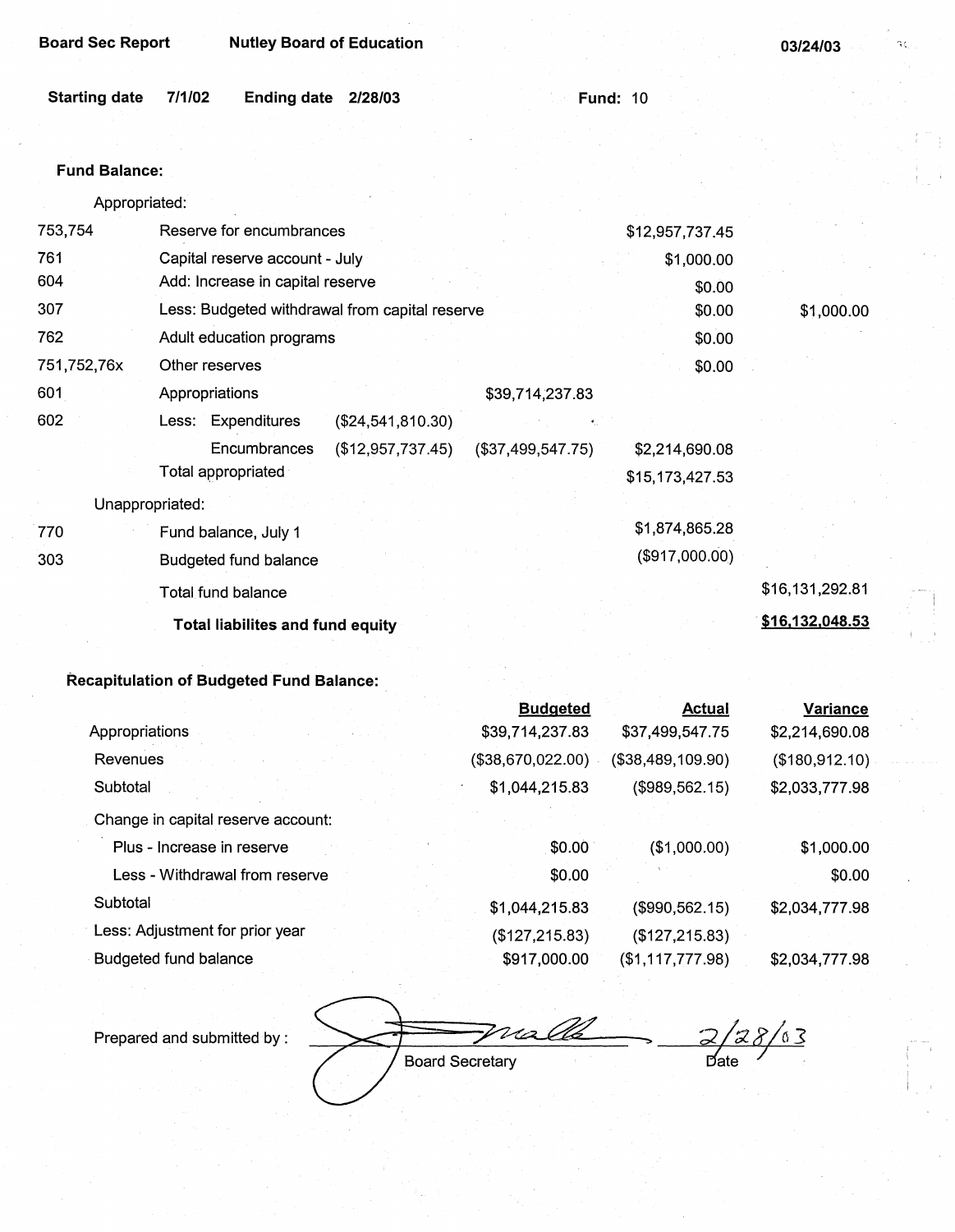**Board Sec Report** **Nutley Board of Education** **03/24/03**

**Starting date** **7/1/02** **Ending date** **2/28/03** **Fund:** 10

**Fund Balance:**

| | | | | | |
|---|---|---|---|---|---|
| | Appropriated: | | | | |
| 753,754 | Reserve for encumbrances | | | $12,957,737.45 | |
| 761 | Capital reserve account - July | | | $1,000.00 | |
| 604 | Add: Increase in capital reserve | | | $0.00 | |
| 307 | Less: Budgeted withdrawal from capital reserve | | | $0.00 | $1,000.00 |
| 762 | Adult education programs | | | $0.00 | |
| 751,752,76x | Other reserves | | | $0.00 | |
| 601 | Appropriations | | $39,714,237.83 | | |
| 602 | Less: Expenditures | ($24,541,810.30) | | | |
| | Encumbrances | ($12,957,737.45) | ($37,499,547.75) | $2,214,690.08 | |
| | Total appropriated | | | $15,173,427.53 | |
| | Unappropriated: | | | | |
| 770 | Fund balance, July 1 | | | $1,874,865.28 | |
| 303 | Budgeted fund balance | | | ($917,000.00) | |
| | Total fund balance | | | | $16,131,292.81 |
| | **Total liabilites and fund equity** | | | | **$16,132,048.53** |

**Recapitulation of Budgeted Fund Balance:**

| | Budgeted | Actual | Variance |
|---|---|---|---|
| Appropriations | $39,714,237.83 | $37,499,547.75 | $2,214,690.08 |
| Revenues | ($38,670,022.00) | ($38,489,109.90) | ($180,912.10) |
| Subtotal | $1,044,215.83 | ($989,562.15) | $2,033,777.98 |
| Change in capital reserve account: | | | |
| Plus - Increase in reserve | $0.00 | ($1,000.00) | $1,000.00 |
| Less - Withdrawal from reserve | $0.00 | | $0.00 |
| Subtotal | $1,044,215.83 | ($990,562.15) | $2,034,777.98 |
| Less: Adjustment for prior year | ($127,215.83) | ($127,215.83) | |
| Budgeted fund balance | $917,000.00 | ($1,117,777.98) | $2,034,777.98 |

Prepared and submitted by : Board Secretary 2/28/03 Date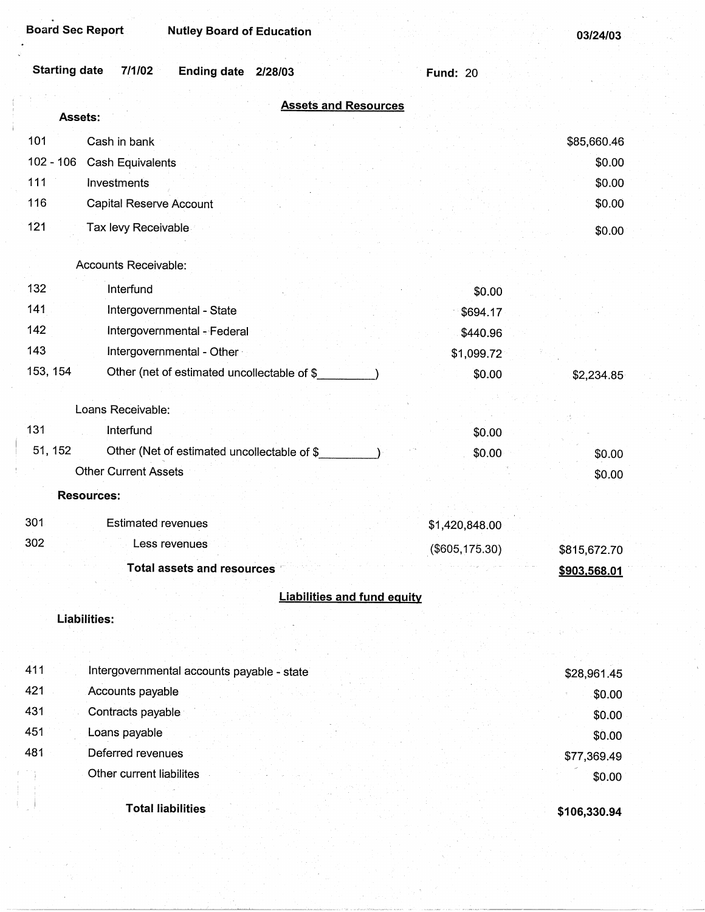Board Sec Report | Nutley Board of Education | 03/24/03

Starting date 7/1/02 | Ending date 2/28/03 | Fund: 20

## Assets and Resources

| Code | Description | | |
|---|---|---|---|
| **Assets:** | | | |
| 101 | Cash in bank | | $85,660.46 |
| 102 - 106 | Cash Equivalents | | $0.00 |
| 111 | Investments | | $0.00 |
| 116 | Capital Reserve Account | | $0.00 |
| 121 | Tax levy Receivable | | $0.00 |
| | Accounts Receivable: | | |
| 132 | Interfund | $0.00 | |
| 141 | Intergovernmental - State | $694.17 | |
| 142 | Intergovernmental - Federal | $440.96 | |
| 143 | Intergovernmental - Other | $1,099.72 | |
| 153, 154 | Other (net of estimated uncollectable of $_________) | $0.00 | $2,234.85 |
| | Loans Receivable: | | |
| 131 | Interfund | $0.00 | |
| 51, 152 | Other (Net of estimated uncollectable of $_________) | $0.00 | $0.00 |
| | Other Current Assets | | $0.00 |
| **Resources:** | | | |
| 301 | Estimated revenues | $1,420,848.00 | |
| 302 | Less revenues | ($605,175.30) | $815,672.70 |
| | **Total assets and resources** | | **$903,568.01** |

## Liabilities and fund equity

| Code | Description | |
|---|---|---|
| **Liabilities:** | | |
| 411 | Intergovernmental accounts payable - state | $28,961.45 |
| 421 | Accounts payable | $0.00 |
| 431 | Contracts payable | $0.00 |
| 451 | Loans payable | $0.00 |
| 481 | Deferred revenues | $77,369.49 |
| | Other current liabilites | $0.00 |
| | **Total liabilities** | **$106,330.94** |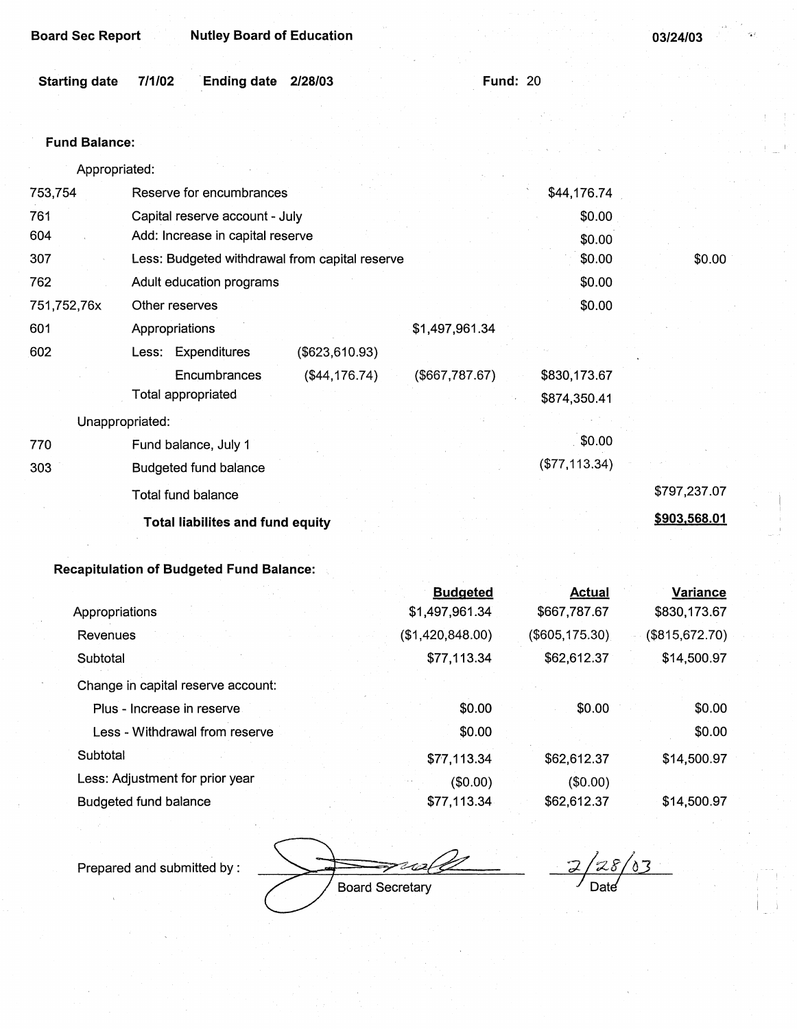Board Sec Report Nutley Board of Education 03/24/03

Starting date 7/1/02 Ending date 2/28/03 Fund: 20

**Fund Balance:**

| | | | | | |
|---|---|---|---|---|---|
| | Appropriated: | | | | |
| 753,754 | Reserve for encumbrances | | | $44,176.74 | |
| 761 | Capital reserve account - July | | | $0.00 | |
| 604 | Add: Increase in capital reserve | | | $0.00 | |
| 307 | Less: Budgeted withdrawal from capital reserve | | | $0.00 | $0.00 |
| 762 | Adult education programs | | | $0.00 | |
| 751,752,76x | Other reserves | | | $0.00 | |
| 601 | Appropriations | | $1,497,961.34 | | |
| 602 | Less: Expenditures | ($623,610.93) | | | |
| | Encumbrances | ($44,176.74) | ($667,787.67) | $830,173.67 | |
| | Total appropriated | | | $874,350.41 | |
| | Unappropriated: | | | | |
| 770 | Fund balance, July 1 | | | $0.00 | |
| 303 | Budgeted fund balance | | | ($77,113.34) | |
| | Total fund balance | | | | $797,237.07 |
| | **Total liabilites and fund equity** | | | | **$903,568.01** |

**Recapitulation of Budgeted Fund Balance:**

| | Budgeted | Actual | Variance |
|---|---|---|---|
| Appropriations | $1,497,961.34 | $667,787.67 | $830,173.67 |
| Revenues | ($1,420,848.00) | ($605,175.30) | ($815,672.70) |
| Subtotal | $77,113.34 | $62,612.37 | $14,500.97 |
| Change in capital reserve account: | | | |
| Plus - Increase in reserve | $0.00 | $0.00 | $0.00 |
| Less - Withdrawal from reserve | $0.00 | | $0.00 |
| Subtotal | $77,113.34 | $62,612.37 | $14,500.97 |
| Less: Adjustment for prior year | ($0.00) | ($0.00) | |
| Budgeted fund balance | $77,113.34 | $62,612.37 | $14,500.97 |

Prepared and submitted by : ______________________ Board Secretary 2/28/03 Date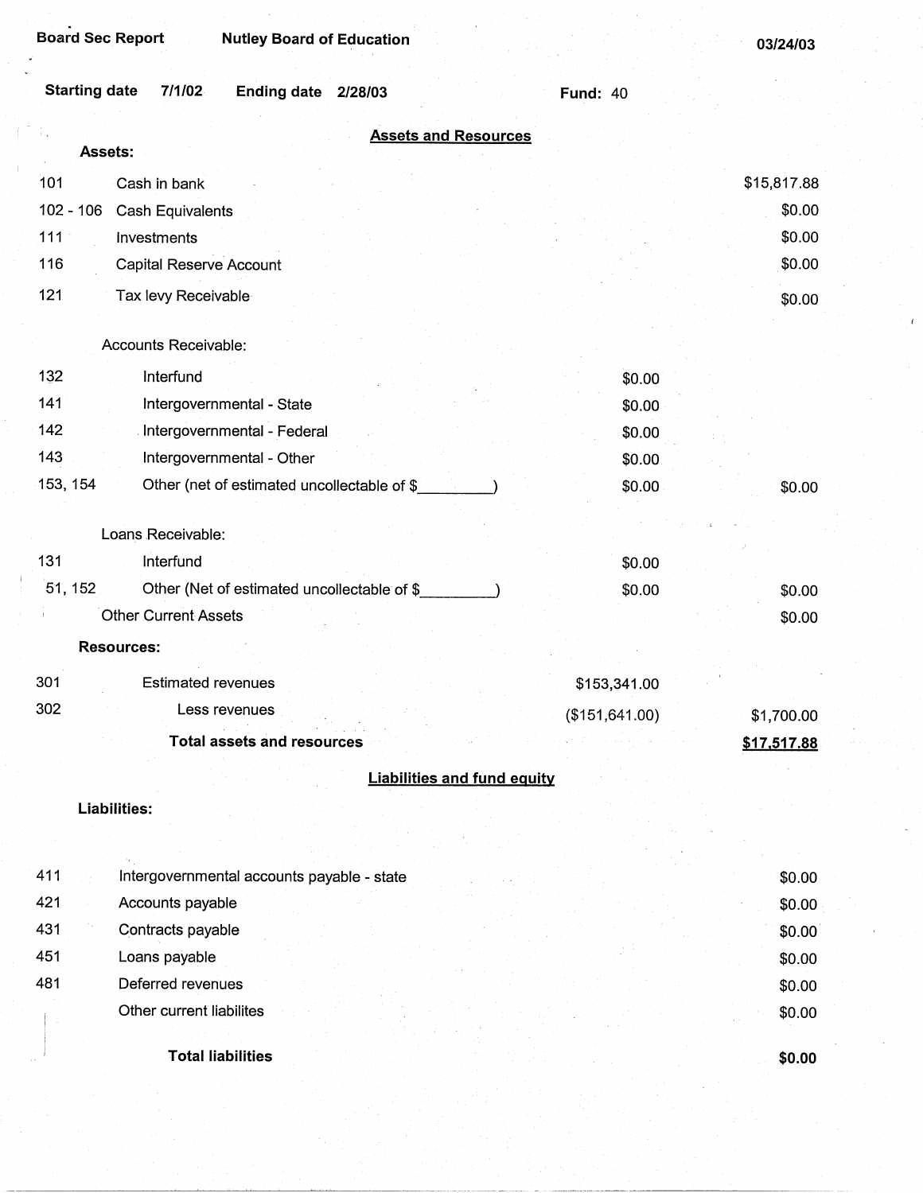Board Sec Report | Nutley Board of Education | 03/24/03

Starting date 7/1/02 | Ending date 2/28/03 | Fund: 40

## Assets and Resources

| | | | |
|---|---|---|---|
| **Assets:** | | | |
| 101 | Cash in bank | | $15,817.88 |
| 102 - 106 | Cash Equivalents | | $0.00 |
| 111 | Investments | | $0.00 |
| 116 | Capital Reserve Account | | $0.00 |
| 121 | Tax levy Receivable | | $0.00 |
| | Accounts Receivable: | | |
| 132 | Interfund | $0.00 | |
| 141 | Intergovernmental - State | $0.00 | |
| 142 | Intergovernmental - Federal | $0.00 | |
| 143 | Intergovernmental - Other | $0.00 | |
| 153, 154 | Other (net of estimated uncollectable of $_________) | $0.00 | $0.00 |
| | Loans Receivable: | | |
| 131 | Interfund | $0.00 | |
| 51, 152 | Other (Net of estimated uncollectable of $_________) | $0.00 | $0.00 |
| | Other Current Assets | | $0.00 |
| **Resources:** | | | |
| 301 | Estimated revenues | $153,341.00 | |
| 302 | Less revenues | ($151,641.00) | $1,700.00 |
| | **Total assets and resources** | | **$17,517.88** |

## Liabilities and fund equity

| | | |
|---|---|---|
| **Liabilities:** | | |
| 411 | Intergovernmental accounts payable - state | $0.00 |
| 421 | Accounts payable | $0.00 |
| 431 | Contracts payable | $0.00 |
| 451 | Loans payable | $0.00 |
| 481 | Deferred revenues | $0.00 |
| | Other current liabilites | $0.00 |
| | **Total liabilities** | **$0.00** |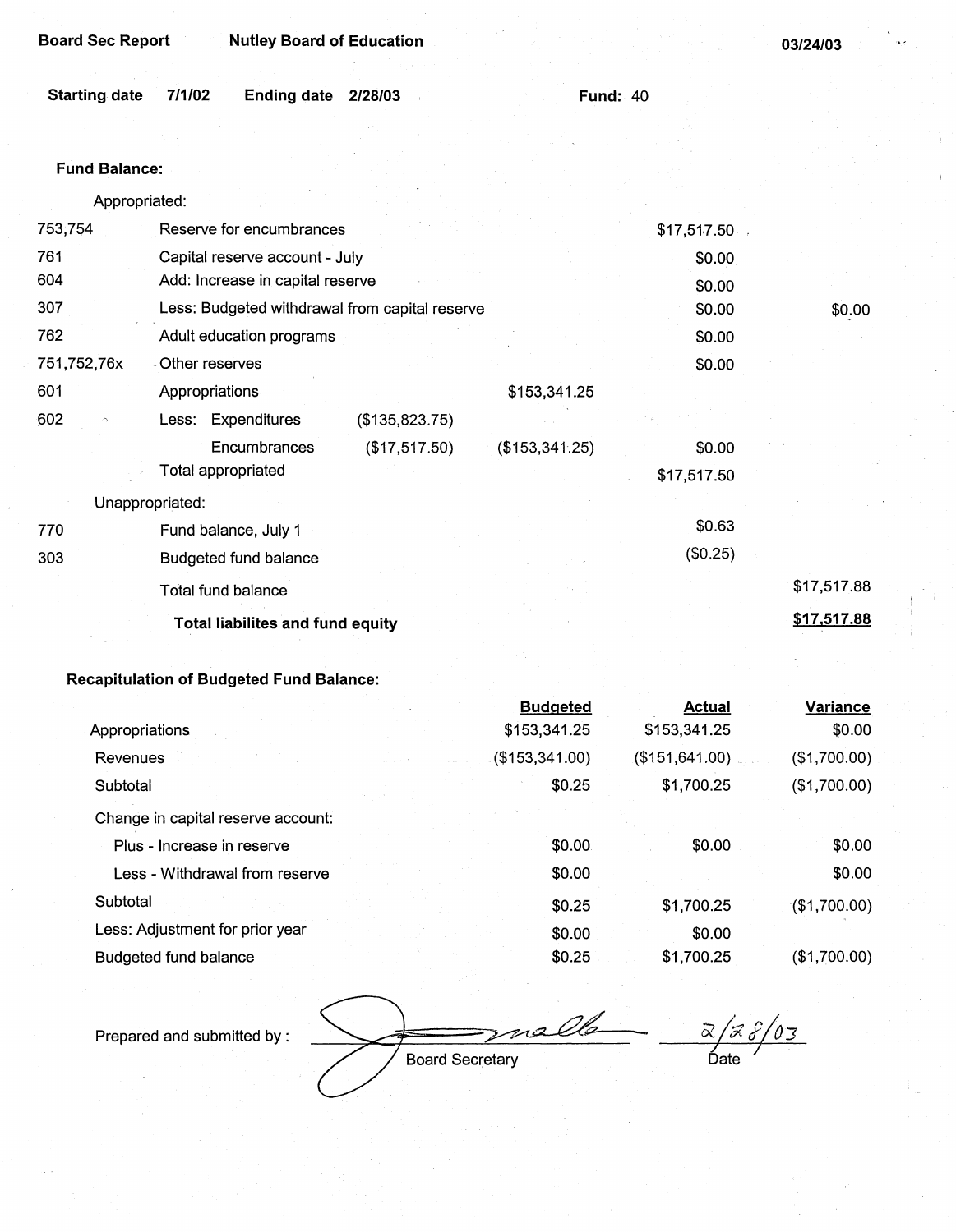Board Sec Report    Nutley Board of Education    03/24/03

Starting date 7/1/02    Ending date 2/28/03    Fund: 40

**Fund Balance:**

| | | | | | |
|---|---|---|---|---|---|
| | Appropriated: | | | | |
| 753,754 | Reserve for encumbrances | | | $17,517.50 | |
| 761 | Capital reserve account - July | | | $0.00 | |
| 604 | Add: Increase in capital reserve | | | $0.00 | |
| 307 | Less: Budgeted withdrawal from capital reserve | | | $0.00 | $0.00 |
| 762 | Adult education programs | | | $0.00 | |
| 751,752,76x | Other reserves | | | $0.00 | |
| 601 | Appropriations | | $153,341.25 | | |
| 602 | Less: Expenditures | ($135,823.75) | | | |
| | Encumbrances | ($17,517.50) | ($153,341.25) | $0.00 | |
| | Total appropriated | | | $17,517.50 | |
| | Unappropriated: | | | | |
| 770 | Fund balance, July 1 | | | $0.63 | |
| 303 | Budgeted fund balance | | | ($0.25) | |
| | Total fund balance | | | | $17,517.88 |
| | **Total liabilites and fund equity** | | | | **$17,517.88** |

**Recapitulation of Budgeted Fund Balance:**

| | Budgeted | Actual | Variance |
|---|---|---|---|
| Appropriations | $153,341.25 | $153,341.25 | $0.00 |
| Revenues | ($153,341.00) | ($151,641.00) | ($1,700.00) |
| Subtotal | $0.25 | $1,700.25 | ($1,700.00) |
| Change in capital reserve account: | | | |
| Plus - Increase in reserve | $0.00 | $0.00 | $0.00 |
| Less - Withdrawal from reserve | $0.00 | | $0.00 |
| Subtotal | $0.25 | $1,700.25 | ($1,700.00) |
| Less: Adjustment for prior year | $0.00 | $0.00 | |
| Budgeted fund balance | $0.25 | $1,700.25 | ($1,700.00) |

Prepared and submitted by : [signature] Board Secretary    2/28/03 Date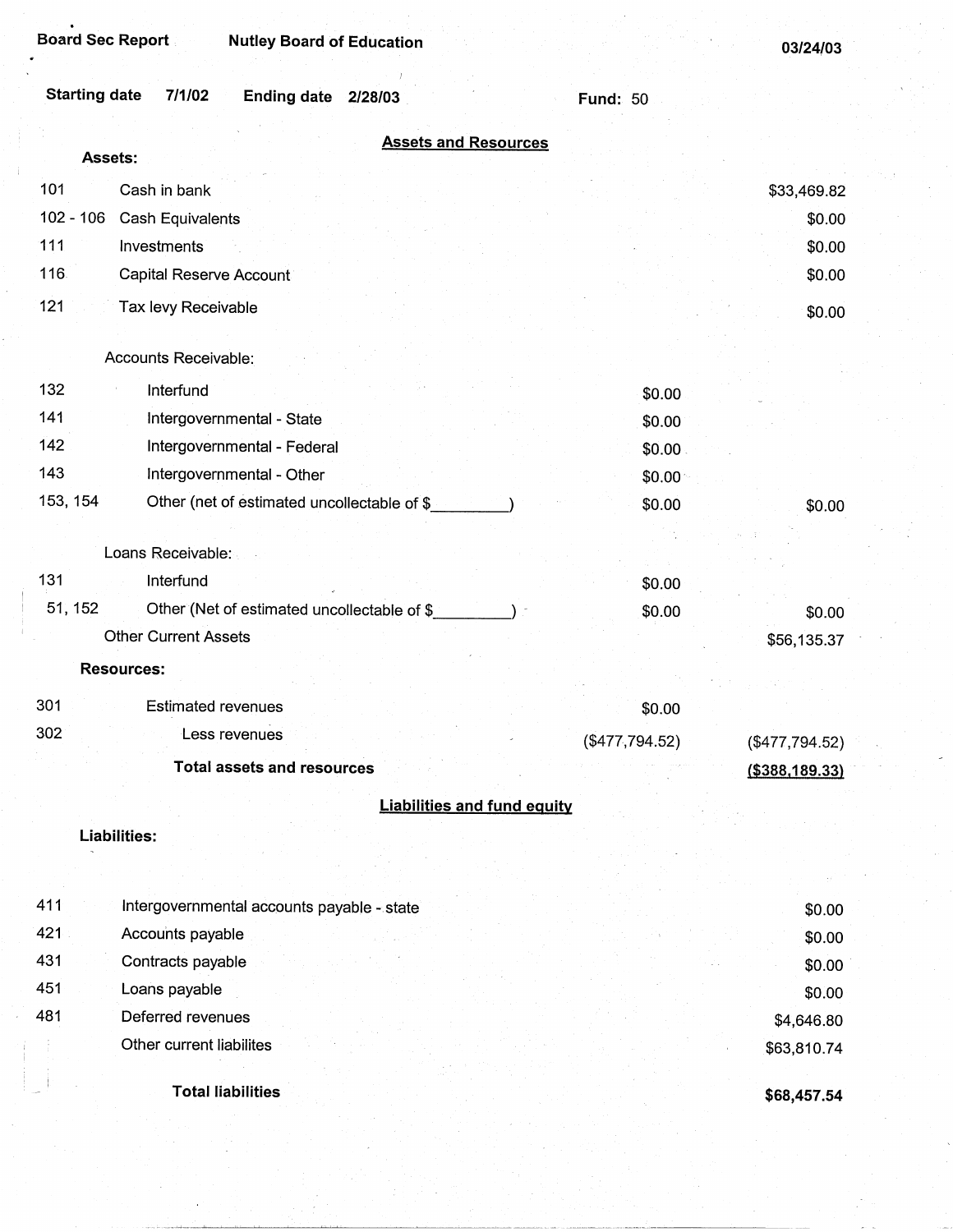Board Sec Report | Nutley Board of Education | 03/24/03

Starting date 7/1/02 Ending date 2/28/03 Fund: 50

## Assets and Resources

**Assets:**

| | | | |
|---|---|---|---|
| 101 | Cash in bank | | $33,469.82 |
| 102 - 106 | Cash Equivalents | | $0.00 |
| 111 | Investments | | $0.00 |
| 116 | Capital Reserve Account | | $0.00 |
| 121 | Tax levy Receivable | | $0.00 |
| | Accounts Receivable: | | |
| 132 | Interfund | $0.00 | |
| 141 | Intergovernmental - State | $0.00 | |
| 142 | Intergovernmental - Federal | $0.00 | |
| 143 | Intergovernmental - Other | $0.00 | |
| 153, 154 | Other (net of estimated uncollectable of $_________) | $0.00 | $0.00 |
| | Loans Receivable: | | |
| 131 | Interfund | $0.00 | |
| 51, 152 | Other (Net of estimated uncollectable of $_________) | $0.00 | $0.00 |
| | Other Current Assets | | $56,135.37 |

**Resources:**

| | | | |
|---|---|---|---|
| 301 | Estimated revenues | $0.00 | |
| 302 | Less revenues | ($477,794.52) | ($477,794.52) |
| | **Total assets and resources** | | **($388,189.33)** |

## Liabilities and fund equity

**Liabilities:**

| | | |
|---|---|---|
| 411 | Intergovernmental accounts payable - state | $0.00 |
| 421 | Accounts payable | $0.00 |
| 431 | Contracts payable | $0.00 |
| 451 | Loans payable | $0.00 |
| 481 | Deferred revenues | $4,646.80 |
| | Other current liabilites | $63,810.74 |
| | **Total liabilities** | **$68,457.54** |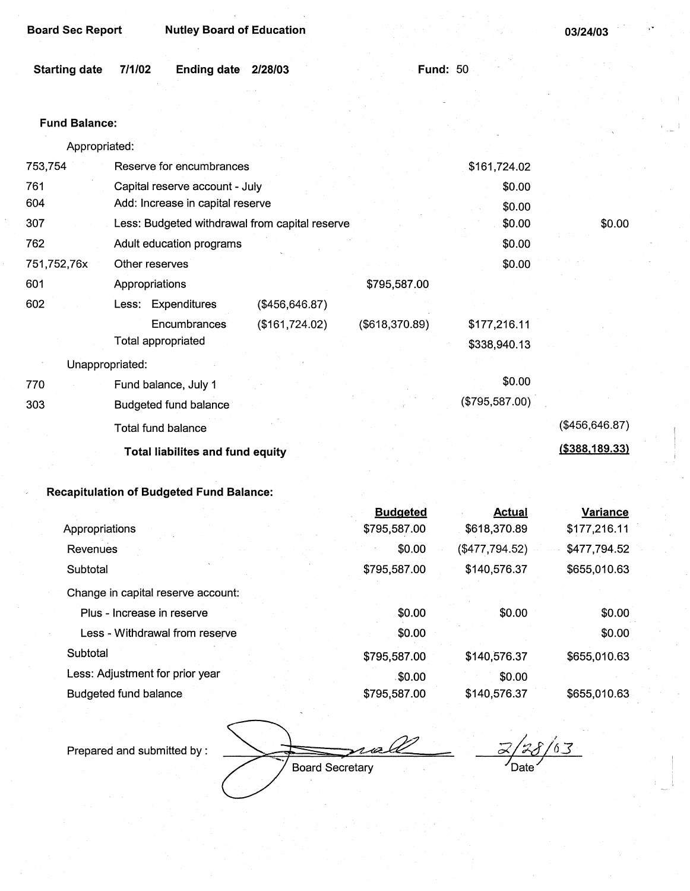**Board Sec Report** **Nutley Board of Education** **03/24/03**

**Starting date** **7/1/02** **Ending date** **2/28/03** **Fund:** 50

**Fund Balance:**

| | | | | | |
|---|---|---|---|---|---|
| | Appropriated: | | | | |
| 753,754 | Reserve for encumbrances | | | $161,724.02 | |
| 761 | Capital reserve account - July | | | $0.00 | |
| 604 | Add: Increase in capital reserve | | | $0.00 | |
| 307 | Less: Budgeted withdrawal from capital reserve | | | $0.00 | $0.00 |
| 762 | Adult education programs | | | $0.00 | |
| 751,752,76x | Other reserves | | | $0.00 | |
| 601 | Appropriations | | $795,587.00 | | |
| 602 | Less: Expenditures | ($456,646.87) | | | |
| | Encumbrances | ($161,724.02) | ($618,370.89) | $177,216.11 | |
| | Total appropriated | | | $338,940.13 | |
| | Unappropriated: | | | | |
| 770 | Fund balance, July 1 | | | $0.00 | |
| 303 | Budgeted fund balance | | | ($795,587.00) | |
| | Total fund balance | | | | ($456,646.87) |
| | **Total liabilites and fund equity** | | | | **($388,189.33)** |

**Recapitulation of Budgeted Fund Balance:**

| | Budgeted | Actual | Variance |
|---|---|---|---|
| Appropriations | $795,587.00 | $618,370.89 | $177,216.11 |
| Revenues | $0.00 | ($477,794.52) | $477,794.52 |
| Subtotal | $795,587.00 | $140,576.37 | $655,010.63 |
| Change in capital reserve account: | | | |
| Plus - Increase in reserve | $0.00 | $0.00 | $0.00 |
| Less - Withdrawal from reserve | $0.00 | | $0.00 |
| Subtotal | $795,587.00 | $140,576.37 | $655,010.63 |
| Less: Adjustment for prior year | $0.00 | $0.00 | |
| Budgeted fund balance | $795,587.00 | $140,576.37 | $655,010.63 |

Prepared and submitted by : _______________ Board Secretary    2/28/03 Date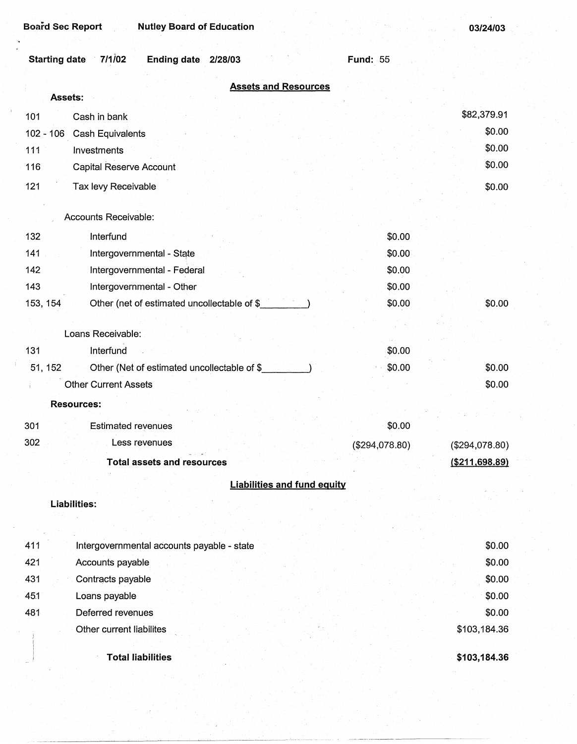Board Sec Report Nutley Board of Education 03/24/03

Starting date 7/1/02 Ending date 2/28/03 Fund: 55

## Assets and Resources

| | | | |
|---|---|---|---|
| **Assets:** | | | |
| 101 | Cash in bank | | $82,379.91 |
| 102 - 106 | Cash Equivalents | | $0.00 |
| 111 | Investments | | $0.00 |
| 116 | Capital Reserve Account | | $0.00 |
| 121 | Tax levy Receivable | | $0.00 |
| | Accounts Receivable: | | |
| 132 | Interfund | $0.00 | |
| 141 | Intergovernmental - State | $0.00 | |
| 142 | Intergovernmental - Federal | $0.00 | |
| 143 | Intergovernmental - Other | $0.00 | |
| 153, 154 | Other (net of estimated uncollectable of $\_\_\_\_\_\_\_\_) | $0.00 | $0.00 |
| | Loans Receivable: | | |
| 131 | Interfund | $0.00 | |
| 51, 152 | Other (Net of estimated uncollectable of $\_\_\_\_\_\_\_\_) | $0.00 | $0.00 |
| | Other Current Assets | | $0.00 |
| **Resources:** | | | |
| 301 | Estimated revenues | $0.00 | |
| 302 | Less revenues | ($294,078.80) | ($294,078.80) |
| | **Total assets and resources** | | **($211,698.89)** |

## Liabilities and fund equity

| | | |
|---|---|---|
| **Liabilities:** | | |
| 411 | Intergovernmental accounts payable - state | $0.00 |
| 421 | Accounts payable | $0.00 |
| 431 | Contracts payable | $0.00 |
| 451 | Loans payable | $0.00 |
| 481 | Deferred revenues | $0.00 |
| | Other current liabilites | $103,184.36 |
| | **Total liabilities** | **$103,184.36** |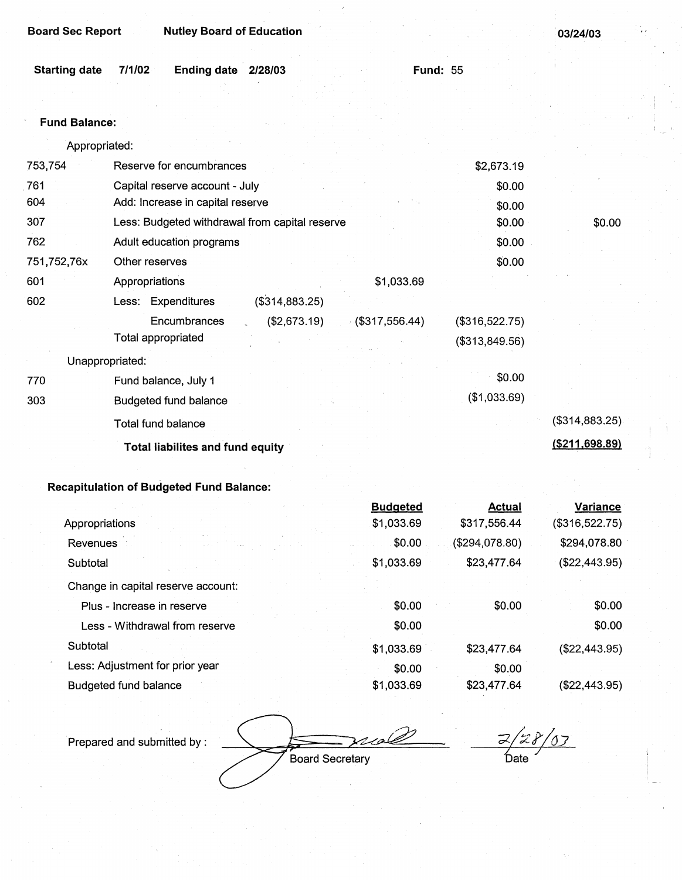Board Sec Report | Nutley Board of Education | 03/24/03

Starting date 7/1/02 Ending date 2/28/03 Fund: 55

**Fund Balance:**

| | | | | | |
|---|---|---|---|---|---|
| | Appropriated: | | | | |
| 753,754 | Reserve for encumbrances | | | $2,673.19 | |
| 761 | Capital reserve account - July | | | $0.00 | |
| 604 | Add: Increase in capital reserve | | | $0.00 | |
| 307 | Less: Budgeted withdrawal from capital reserve | | | $0.00 | $0.00 |
| 762 | Adult education programs | | | $0.00 | |
| 751,752,76x | Other reserves | | | $0.00 | |
| 601 | Appropriations | | $1,033.69 | | |
| 602 | Less: Expenditures | ($314,883.25) | | | |
| | Encumbrances | ($2,673.19) | ($317,556.44) | ($316,522.75) | |
| | Total appropriated | | | ($313,849.56) | |
| | Unappropriated: | | | | |
| 770 | Fund balance, July 1 | | | $0.00 | |
| 303 | Budgeted fund balance | | | ($1,033.69) | |
| | Total fund balance | | | | ($314,883.25) |
| | **Total liabilites and fund equity** | | | | **($211,698.89)** |

**Recapitulation of Budgeted Fund Balance:**

| | Budgeted | Actual | Variance |
|---|---|---|---|
| Appropriations | $1,033.69 | $317,556.44 | ($316,522.75) |
| Revenues | $0.00 | ($294,078.80) | $294,078.80 |
| Subtotal | $1,033.69 | $23,477.64 | ($22,443.95) |
| Change in capital reserve account: | | | |
| Plus - Increase in reserve | $0.00 | $0.00 | $0.00 |
| Less - Withdrawal from reserve | $0.00 | | $0.00 |
| Subtotal | $1,033.69 | $23,477.64 | ($22,443.95) |
| Less: Adjustment for prior year | $0.00 | $0.00 | |
| Budgeted fund balance | $1,033.69 | $23,477.64 | ($22,443.95) |

Prepared and submitted by: _[signature]_ Board Secretary

2/28/03 Date